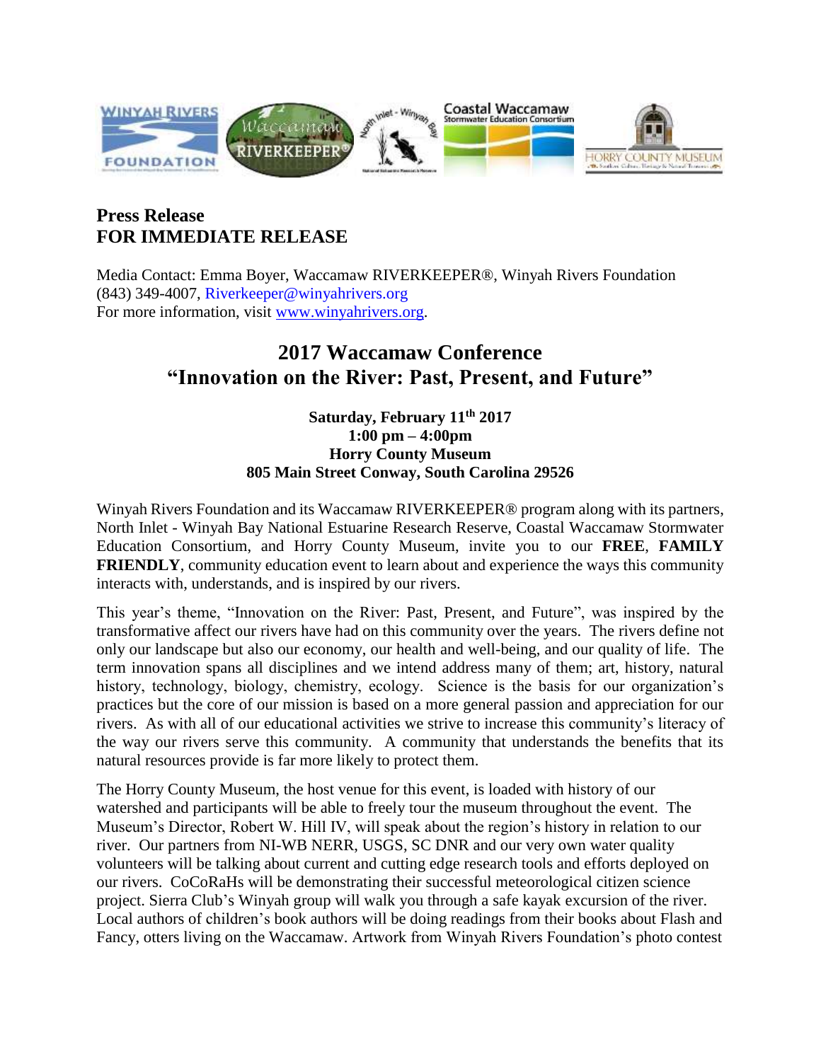**Press Release**
**FOR IMMEDIATE RELEASE**

Media Contact: Emma Boyer, Waccamaw RIVERKEEPER®, Winyah Rivers Foundation
(843) 349-4007, Riverkeeper@winyahrivers.org
For more information, visit www.winyahrivers.org.

# 2017 Waccamaw Conference
# "Innovation on the River: Past, Present, and Future"

**Saturday, February 11th 2017**
**1:00 pm – 4:00pm**
**Horry County Museum**
**805 Main Street Conway, South Carolina 29526**

Winyah Rivers Foundation and its Waccamaw RIVERKEEPER® program along with its partners, North Inlet - Winyah Bay National Estuarine Research Reserve, Coastal Waccamaw Stormwater Education Consortium, and Horry County Museum, invite you to our **FREE**, **FAMILY FRIENDLY**, community education event to learn about and experience the ways this community interacts with, understands, and is inspired by our rivers.

This year's theme, "Innovation on the River: Past, Present, and Future", was inspired by the transformative affect our rivers have had on this community over the years. The rivers define not only our landscape but also our economy, our health and well-being, and our quality of life. The term innovation spans all disciplines and we intend address many of them; art, history, natural history, technology, biology, chemistry, ecology. Science is the basis for our organization's practices but the core of our mission is based on a more general passion and appreciation for our rivers. As with all of our educational activities we strive to increase this community's literacy of the way our rivers serve this community. A community that understands the benefits that its natural resources provide is far more likely to protect them.

The Horry County Museum, the host venue for this event, is loaded with history of our watershed and participants will be able to freely tour the museum throughout the event. The Museum's Director, Robert W. Hill IV, will speak about the region's history in relation to our river. Our partners from NI-WB NERR, USGS, SC DNR and our very own water quality volunteers will be talking about current and cutting edge research tools and efforts deployed on our rivers. CoCoRaHs will be demonstrating their successful meteorological citizen science project. Sierra Club's Winyah group will walk you through a safe kayak excursion of the river. Local authors of children's book authors will be doing readings from their books about Flash and Fancy, otters living on the Waccamaw. Artwork from Winyah Rivers Foundation's photo contest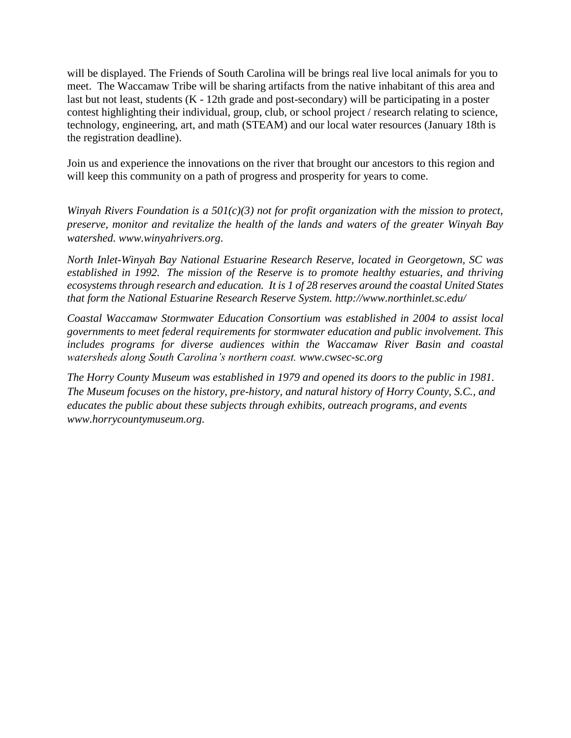will be displayed. The Friends of South Carolina will be brings real live local animals for you to meet. The Waccamaw Tribe will be sharing artifacts from the native inhabitant of this area and last but not least, students (K - 12th grade and post-secondary) will be participating in a poster contest highlighting their individual, group, club, or school project / research relating to science, technology, engineering, art, and math (STEAM) and our local water resources (January 18th is the registration deadline).

Join us and experience the innovations on the river that brought our ancestors to this region and will keep this community on a path of progress and prosperity for years to come.

*Winyah Rivers Foundation is a 501(c)(3) not for profit organization with the mission to protect, preserve, monitor and revitalize the health of the lands and waters of the greater Winyah Bay watershed. www.winyahrivers.org.*

*North Inlet-Winyah Bay National Estuarine Research Reserve, located in Georgetown, SC was established in 1992. The mission of the Reserve is to promote healthy estuaries, and thriving ecosystems through research and education. It is 1 of 28 reserves around the coastal United States that form the National Estuarine Research Reserve System. http://www.northinlet.sc.edu/*

*Coastal Waccamaw Stormwater Education Consortium was established in 2004 to assist local governments to meet federal requirements for stormwater education and public involvement. This includes programs for diverse audiences within the Waccamaw River Basin and coastal watersheds along South Carolina's northern coast. www.cwsec-sc.org*

*The Horry County Museum was established in 1979 and opened its doors to the public in 1981. The Museum focuses on the history, pre-history, and natural history of Horry County, S.C., and educates the public about these subjects through exhibits, outreach programs, and events www.horrycountymuseum.org.*